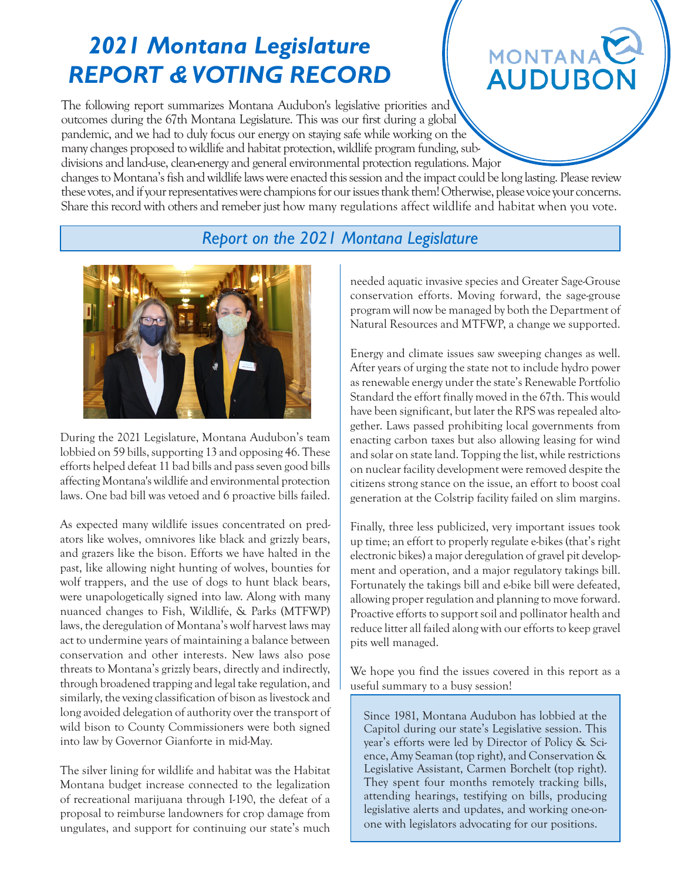# *2021 Montana Legislature REPORT & VOTING RECORD*

MONTANA AUDUBON

The following report summarizes Montana Audubon's legislative priorities and outcomes during the 67th Montana Legislature. This was our first during a global pandemic, and we had to duly focus our energy on staying safe while working on the many changes proposed to wildlife and habitat protection, wildlife program funding, subdivisions and land-use, clean-energy and general environmental protection regulations. Major changes to Montana's fish and wildlife laws were enacted this session and the impact could be long lasting. Please review these votes, and if your representatives were champions for our issues thank them! Otherwise, please voice your concerns. Share this record with others and remeber just how many regulations affect wildlife and habitat when you vote.

## *Report on the 2021 Montana Legislature*

During the 2021 Legislature, Montana Audubon's team lobbied on 59 bills, supporting 13 and opposing 46. These efforts helped defeat 11 bad bills and pass seven good bills affecting Montana's wildlife and environmental protection laws. One bad bill was vetoed and 6 proactive bills failed.

As expected many wildlife issues concentrated on predators like wolves, omnivores like black and grizzly bears, and grazers like the bison. Efforts we have halted in the past, like allowing night hunting of wolves, bounties for wolf trappers, and the use of dogs to hunt black bears, were unapologetically signed into law. Along with many nuanced changes to Fish, Wildlife, & Parks (MTFWP) laws, the deregulation of Montana's wolf harvest laws may act to undermine years of maintaining a balance between conservation and other interests. New laws also pose threats to Montana's grizzly bears, directly and indirectly, through broadened trapping and legal take regulation, and similarly, the vexing classification of bison as livestock and long avoided delegation of authority over the transport of wild bison to County Commissioners were both signed into law by Governor Gianforte in mid-May.

The silver lining for wildlife and habitat was the Habitat Montana budget increase connected to the legalization of recreational marijuana through I-190, the defeat of a proposal to reimburse landowners for crop damage from ungulates, and support for continuing our state's much needed aquatic invasive species and Greater Sage-Grouse conservation efforts. Moving forward, the sage-grouse program will now be managed by both the Department of Natural Resources and MTFWP, a change we supported.

Energy and climate issues saw sweeping changes as well. After years of urging the state not to include hydro power as renewable energy under the state's Renewable Portfolio Standard the effort finally moved in the 67th. This would have been significant, but later the RPS was repealed altogether. Laws passed prohibiting local governments from enacting carbon taxes but also allowing leasing for wind and solar on state land. Topping the list, while restrictions on nuclear facility development were removed despite the citizens strong stance on the issue, an effort to boost coal generation at the Colstrip facility failed on slim margins.

Finally, three less publicized, very important issues took up time; an effort to properly regulate e-bikes (that's right electronic bikes) a major deregulation of gravel pit development and operation, and a major regulatory takings bill. Fortunately the takings bill and e-bike bill were defeated, allowing proper regulation and planning to move forward. Proactive efforts to support soil and pollinator health and reduce litter all failed along with our efforts to keep gravel pits well managed.

We hope you find the issues covered in this report as a useful summary to a busy session!

Since 1981, Montana Audubon has lobbied at the Capitol during our state's Legislative session. This year's efforts were led by Director of Policy & Science, Amy Seaman (top right), and Conservation & Legislative Assistant, Carmen Borchelt (top right). They spent four months remotely tracking bills, attending hearings, testifying on bills, producing legislative alerts and updates, and working one-on-one with legislators advocating for our positions.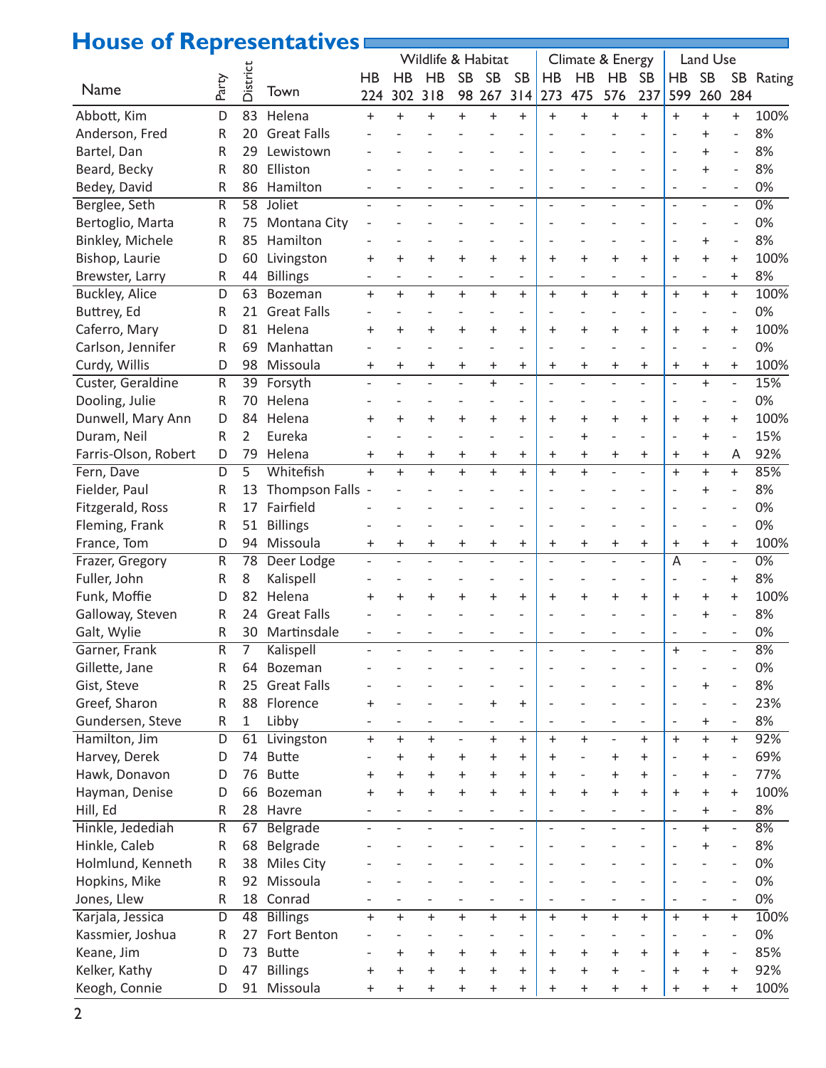# House of Representatives

| Name | Party | District | Town | Wildlife & Habitat | | | | | | Climate & Energy | | | | Land Use | | | Rating |
|---|---|---|---|---|---|---|---|---|---|---|---|---|---|---|---|---|---|
| | | | | HB 224 | HB 302 | HB 318 | SB 98 | SB 267 | SB 314 | HB 273 | HB 475 | HB 576 | SB 237 | HB 599 | SB 260 | SB 284 | |
| Abbott, Kim | D | 83 | Helena | + | + | + | + | + | + | + | + | + | + | + | + | + | 100% |
| Anderson, Fred | R | 20 | Great Falls | - | - | - | - | - | - | - | - | - | - | - | + | - | 8% |
| Bartel, Dan | R | 29 | Lewistown | - | - | - | - | - | - | - | - | - | - | - | + | - | 8% |
| Beard, Becky | R | 80 | Elliston | - | - | - | - | - | - | - | - | - | - | - | + | - | 8% |
| Bedey, David | R | 86 | Hamilton | - | - | - | - | - | - | - | - | - | - | - | - | - | 0% |
| Berglee, Seth | R | 58 | Joliet | - | - | - | - | - | - | - | - | - | - | - | - | - | 0% |
| Bertoglio, Marta | R | 75 | Montana City | - | - | - | - | - | - | - | - | - | - | - | - | - | 0% |
| Binkley, Michele | R | 85 | Hamilton | - | - | - | - | - | - | - | - | - | - | - | + | - | 8% |
| Bishop, Laurie | D | 60 | Livingston | + | + | + | + | + | + | + | + | + | + | + | + | + | 100% |
| Brewster, Larry | R | 44 | Billings | - | - | - | - | - | - | - | - | - | - | - | - | + | 8% |
| Buckley, Alice | D | 63 | Bozeman | + | + | + | + | + | + | + | + | + | + | + | + | + | 100% |
| Buttrey, Ed | R | 21 | Great Falls | - | - | - | - | - | - | - | - | - | - | - | - | - | 0% |
| Caferro, Mary | D | 81 | Helena | + | + | + | + | + | + | + | + | + | + | + | + | + | 100% |
| Carlson, Jennifer | R | 69 | Manhattan | - | - | - | - | - | - | - | - | - | - | - | - | - | 0% |
| Curdy, Willis | D | 98 | Missoula | + | + | + | + | + | + | + | + | + | + | + | + | + | 100% |
| Custer, Geraldine | R | 39 | Forsyth | - | - | - | - | + | - | - | - | - | - | - | + | - | 15% |
| Dooling, Julie | R | 70 | Helena | - | - | - | - | - | - | - | - | - | - | - | - | - | 0% |
| Dunwell, Mary Ann | D | 84 | Helena | + | + | + | + | + | + | + | + | + | + | + | + | + | 100% |
| Duram, Neil | R | 2 | Eureka | - | - | - | - | - | - | - | + | - | - | - | + | - | 15% |
| Farris-Olson, Robert | D | 79 | Helena | + | + | + | + | + | + | + | + | + | + | + | + | A | 92% |
| Fern, Dave | D | 5 | Whitefish | + | + | + | + | + | + | + | + | - | - | + | + | + | 85% |
| Fielder, Paul | R | 13 | Thompson Falls | - | - | - | - | - | - | - | - | - | - | - | + | - | 8% |
| Fitzgerald, Ross | R | 17 | Fairfield | - | - | - | - | - | - | - | - | - | - | - | - | - | 0% |
| Fleming, Frank | R | 51 | Billings | - | - | - | - | - | - | - | - | - | - | - | - | - | 0% |
| France, Tom | D | 94 | Missoula | + | + | + | + | + | + | + | + | + | + | + | + | + | 100% |
| Frazer, Gregory | R | 78 | Deer Lodge | - | - | - | - | - | - | - | - | - | - | A | - | - | 0% |
| Fuller, John | R | 8 | Kalispell | - | - | - | - | - | - | - | - | - | - | - | - | + | 8% |
| Funk, Moffie | D | 82 | Helena | + | + | + | + | + | + | + | + | + | + | + | + | + | 100% |
| Galloway, Steven | R | 24 | Great Falls | - | - | - | - | - | - | - | - | - | - | - | + | - | 8% |
| Galt, Wylie | R | 30 | Martinsdale | - | - | - | - | - | - | - | - | - | - | - | - | - | 0% |
| Garner, Frank | R | 7 | Kalispell | - | - | - | - | - | - | - | - | - | - | + | - | - | 8% |
| Gillette, Jane | R | 64 | Bozeman | - | - | - | - | - | - | - | - | - | - | - | - | - | 0% |
| Gist, Steve | R | 25 | Great Falls | - | - | - | - | - | - | - | - | - | - | - | + | - | 8% |
| Greef, Sharon | R | 88 | Florence | + | - | - | - | + | + | - | - | - | - | - | - | - | 23% |
| Gundersen, Steve | R | 1 | Libby | - | - | - | - | - | - | - | - | - | - | - | + | - | 8% |
| Hamilton, Jim | D | 61 | Livingston | + | + | + | - | + | + | + | + | - | + | + | + | + | 92% |
| Harvey, Derek | D | 74 | Butte | - | + | + | + | + | + | + | - | + | + | - | + | - | 69% |
| Hawk, Donavon | D | 76 | Butte | + | + | + | + | + | + | + | - | + | + | - | + | - | 77% |
| Hayman, Denise | D | 66 | Bozeman | + | + | + | + | + | + | + | + | + | + | + | + | + | 100% |
| Hill, Ed | R | 28 | Havre | - | - | - | - | - | - | - | - | - | - | - | + | - | 8% |
| Hinkle, Jedediah | R | 67 | Belgrade | - | - | - | - | - | - | - | - | - | - | - | + | - | 8% |
| Hinkle, Caleb | R | 68 | Belgrade | - | - | - | - | - | - | - | - | - | - | - | + | - | 8% |
| Holmlund, Kenneth | R | 38 | Miles City | - | - | - | - | - | - | - | - | - | - | - | - | - | 0% |
| Hopkins, Mike | R | 92 | Missoula | - | - | - | - | - | - | - | - | - | - | - | - | - | 0% |
| Jones, Llew | R | 18 | Conrad | - | - | - | - | - | - | - | - | - | - | - | - | - | 0% |
| Karjala, Jessica | D | 48 | Billings | + | + | + | + | + | + | + | + | + | + | + | + | + | 100% |
| Kassmier, Joshua | R | 27 | Fort Benton | - | - | - | - | - | - | - | - | - | - | - | - | - | 0% |
| Keane, Jim | D | 73 | Butte | - | + | + | + | + | + | + | + | + | + | + | + | - | 85% |
| Kelker, Kathy | D | 47 | Billings | + | + | + | + | + | + | + | + | + | - | + | + | + | 92% |
| Keogh, Connie | D | 91 | Missoula | + | + | + | + | + | + | + | + | + | + | + | + | + | 100% |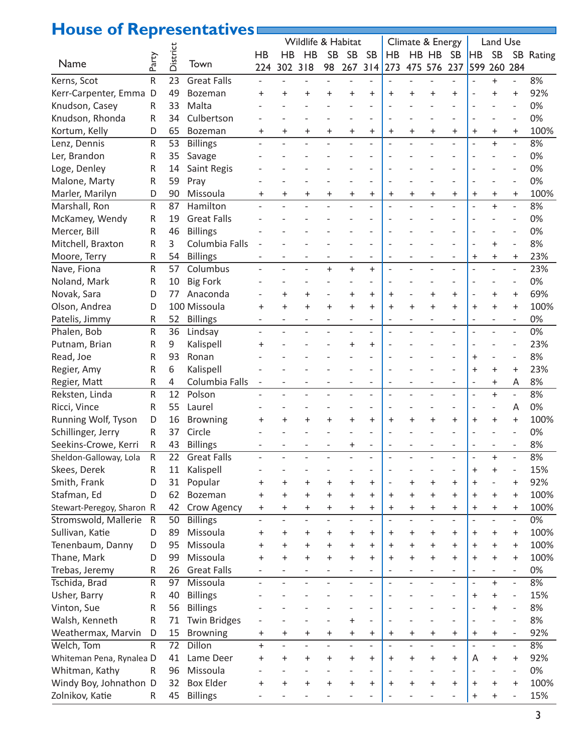# House of Representatives

| Name | Party | District | Town | Wildlife & Habitat | | | | | | Climate & Energy | | | | Land Use | | | Rating |
|---|---|---|---|---|---|---|---|---|---|---|---|---|---|---|---|---|---|
| | | | | HB 224 | HB 302 | HB 318 | SB 98 | SB 267 | SB 314 | HB 273 | HB 475 | HB 576 | SB 237 | HB 599 | SB 260 | SB 284 | |
| Kerns, Scot | R | 23 | Great Falls | - | - | - | - | - | - | - | - | - | - | - | + | - | 8% |
| Kerr-Carpenter, Emma | D | 49 | Bozeman | + | + | + | + | + | + | + | + | + | + | - | + | + | 92% |
| Knudson, Casey | R | 33 | Malta | - | - | - | - | - | - | - | - | - | - | - | - | - | 0% |
| Knudson, Rhonda | R | 34 | Culbertson | - | - | - | - | - | - | - | - | - | - | - | - | - | 0% |
| Kortum, Kelly | D | 65 | Bozeman | + | + | + | + | + | + | + | + | + | + | + | + | + | 100% |
| Lenz, Dennis | R | 53 | Billings | - | - | - | - | - | - | - | - | - | - | - | + | - | 8% |
| Ler, Brandon | R | 35 | Savage | - | - | - | - | - | - | - | - | - | - | - | - | - | 0% |
| Loge, Denley | R | 14 | Saint Regis | - | - | - | - | - | - | - | - | - | - | - | - | - | 0% |
| Malone, Marty | R | 59 | Pray | - | - | - | - | - | - | - | - | - | - | - | - | - | 0% |
| Marler, Marilyn | D | 90 | Missoula | + | + | + | + | + | + | + | + | + | + | + | + | + | 100% |
| Marshall, Ron | R | 87 | Hamilton | - | - | - | - | - | - | - | - | - | - | - | + | - | 8% |
| McKamey, Wendy | R | 19 | Great Falls | - | - | - | - | - | - | - | - | - | - | - | - | - | 0% |
| Mercer, Bill | R | 46 | Billings | - | - | - | - | - | - | - | - | - | - | - | - | - | 0% |
| Mitchell, Braxton | R | 3 | Columbia Falls | - | - | - | - | - | - | - | - | - | - | - | + | - | 8% |
| Moore, Terry | R | 54 | Billings | - | - | - | - | - | - | - | - | - | - | + | + | + | 23% |
| Nave, Fiona | R | 57 | Columbus | - | - | - | + | + | + | - | - | - | - | - | - | - | 23% |
| Noland, Mark | R | 10 | Big Fork | - | - | - | - | - | - | - | - | - | - | - | - | - | 0% |
| Novak, Sara | D | 77 | Anaconda | - | + | + | - | + | + | + | - | + | + | - | + | + | 69% |
| Olson, Andrea | D | 100 | Missoula | + | + | + | + | + | + | + | + | + | + | + | + | + | 100% |
| Patelis, Jimmy | R | 52 | Billings | - | - | - | - | - | - | - | - | - | - | - | - | - | 0% |
| Phalen, Bob | R | 36 | Lindsay | - | - | - | - | - | - | - | - | - | - | - | - | - | 0% |
| Putnam, Brian | R | 9 | Kalispell | + | - | - | - | + | + | - | - | - | - | - | - | - | 23% |
| Read, Joe | R | 93 | Ronan | - | - | - | - | - | - | - | - | - | - | + | - | - | 8% |
| Regier, Amy | R | 6 | Kalispell | - | - | - | - | - | - | - | - | - | - | + | + | + | 23% |
| Regier, Matt | R | 4 | Columbia Falls | - | - | - | - | - | - | - | - | - | - | - | + | A | 8% |
| Reksten, Linda | R | 12 | Polson | - | - | - | - | - | - | - | - | - | - | - | + | - | 8% |
| Ricci, Vince | R | 55 | Laurel | - | - | - | - | - | - | - | - | - | - | - | - | A | 0% |
| Running Wolf, Tyson | D | 16 | Browning | + | + | + | + | + | + | + | + | + | + | + | + | + | 100% |
| Schillinger, Jerry | R | 37 | Circle | - | - | - | - | - | - | - | - | - | - | - | - | - | 0% |
| Seekins-Crowe, Kerri | R | 43 | Billings | - | - | - | - | + | - | - | - | - | - | - | - | - | 8% |
| Sheldon-Galloway, Lola | R | 22 | Great Falls | - | - | - | - | - | - | - | - | - | - | - | + | - | 8% |
| Skees, Derek | R | 11 | Kalispell | - | - | - | - | - | - | - | - | - | - | + | + | - | 15% |
| Smith, Frank | D | 31 | Popular | + | + | + | + | + | + | - | + | + | + | + | - | + | 92% |
| Stafman, Ed | D | 62 | Bozeman | + | + | + | + | + | + | + | + | + | + | + | + | + | 100% |
| Stewart-Peregoy, Sharon | R | 42 | Crow Agency | + | + | + | + | + | + | + | + | + | + | + | + | + | 100% |
| Stromswold, Mallerie | R | 50 | Billings | - | - | - | - | - | - | - | - | - | - | - | - | - | 0% |
| Sullivan, Katie | D | 89 | Missoula | + | + | + | + | + | + | + | + | + | + | + | + | + | 100% |
| Tenenbaum, Danny | D | 95 | Missoula | + | + | + | + | + | + | + | + | + | + | + | + | + | 100% |
| Thane, Mark | D | 99 | Missoula | + | + | + | + | + | + | + | + | + | + | + | + | + | 100% |
| Trebas, Jeremy | R | 26 | Great Falls | - | - | - | - | - | - | - | - | - | - | - | - | - | 0% |
| Tschida, Brad | R | 97 | Missoula | - | - | - | - | - | - | - | - | - | - | - | + | - | 8% |
| Usher, Barry | R | 40 | Billings | - | - | - | - | - | - | - | - | - | - | + | + | - | 15% |
| Vinton, Sue | R | 56 | Billings | - | - | - | - | - | - | - | - | - | - | - | + | - | 8% |
| Walsh, Kenneth | R | 71 | Twin Bridges | - | - | - | - | + | - | - | - | - | - | - | - | - | 8% |
| Weathermax, Marvin | D | 15 | Browning | + | + | + | + | + | + | + | + | + | + | + | + | - | 92% |
| Welch, Tom | R | 72 | Dillon | + | - | - | - | - | - | - | - | - | - | - | - | - | 8% |
| Whiteman Pena, Rynalea | D | 41 | Lame Deer | + | + | + | + | + | + | + | + | + | + | A | + | + | 92% |
| Whitman, Kathy | R | 96 | Missoula | - | - | - | - | - | - | - | - | - | - | - | - | - | 0% |
| Windy Boy, Johnathon | D | 32 | Box Elder | + | + | + | + | + | + | + | + | + | + | + | + | + | 100% |
| Zolnikov, Katie | R | 45 | Billings | - | - | - | - | - | - | - | - | - | - | + | + | - | 15% |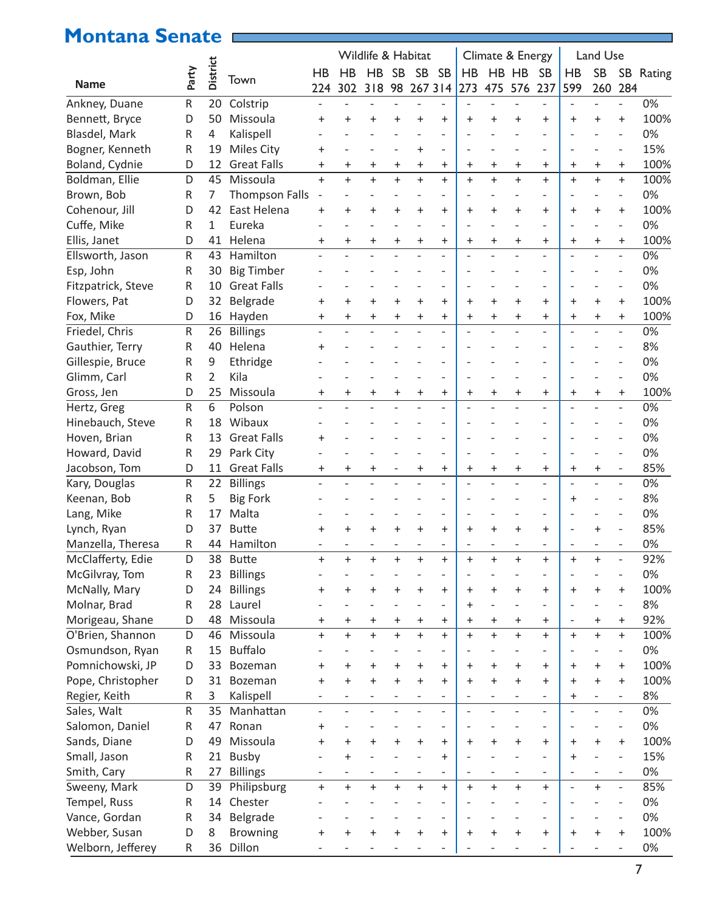# Montana Senate

| Name | Party | District | Town | Wildlife & Habitat | | | | | | Climate & Energy | | | | Land Use | | | Rating |
|---|---|---|---|---|---|---|---|---|---|---|---|---|---|---|---|---|---|
| | | | | HB 224 | HB 302 | HB 318 | SB 98 | SB 267 | SB 314 | HB 273 | HB 475 | HB 576 | SB 237 | HB 599 | SB 260 | SB 284 | |
| Ankney, Duane | R | 20 | Colstrip | - | - | - | - | - | - | - | - | - | - | - | - | - | 0% |
| Bennett, Bryce | D | 50 | Missoula | + | + | + | + | + | + | + | + | + | + | + | + | + | 100% |
| Blasdel, Mark | R | 4 | Kalispell | - | - | - | - | - | - | - | - | - | - | - | - | - | 0% |
| Bogner, Kenneth | R | 19 | Miles City | + | - | - | - | + | - | - | - | - | - | - | - | - | 15% |
| Boland, Cydnie | D | 12 | Great Falls | + | + | + | + | + | + | + | + | + | + | + | + | + | 100% |
| Boldman, Ellie | D | 45 | Missoula | + | + | + | + | + | + | + | + | + | + | + | + | + | 100% |
| Brown, Bob | R | 7 | Thompson Falls | - | - | - | - | - | - | - | - | - | - | - | - | - | 0% |
| Cohenour, Jill | D | 42 | East Helena | + | + | + | + | + | + | + | + | + | + | + | + | + | 100% |
| Cuffe, Mike | R | 1 | Eureka | - | - | - | - | - | - | - | - | - | - | - | - | - | 0% |
| Ellis, Janet | D | 41 | Helena | + | + | + | + | + | + | + | + | + | + | + | + | + | 100% |
| Ellsworth, Jason | R | 43 | Hamilton | - | - | - | - | - | - | - | - | - | - | - | - | - | 0% |
| Esp, John | R | 30 | Big Timber | - | - | - | - | - | - | - | - | - | - | - | - | - | 0% |
| Fitzpatrick, Steve | R | 10 | Great Falls | - | - | - | - | - | - | - | - | - | - | - | - | - | 0% |
| Flowers, Pat | D | 32 | Belgrade | + | + | + | + | + | + | + | + | + | + | + | + | + | 100% |
| Fox, Mike | D | 16 | Hayden | + | + | + | + | + | + | + | + | + | + | + | + | + | 100% |
| Friedel, Chris | R | 26 | Billings | - | - | - | - | - | - | - | - | - | - | - | - | - | 0% |
| Gauthier, Terry | R | 40 | Helena | + | - | - | - | - | - | - | - | - | - | - | - | - | 8% |
| Gillespie, Bruce | R | 9 | Ethridge | - | - | - | - | - | - | - | - | - | - | - | - | - | 0% |
| Glimm, Carl | R | 2 | Kila | - | - | - | - | - | - | - | - | - | - | - | - | - | 0% |
| Gross, Jen | D | 25 | Missoula | + | + | + | + | + | + | + | + | + | + | + | + | + | 100% |
| Hertz, Greg | R | 6 | Polson | - | - | - | - | - | - | - | - | - | - | - | - | - | 0% |
| Hinebauch, Steve | R | 18 | Wibaux | - | - | - | - | - | - | - | - | - | - | - | - | - | 0% |
| Hoven, Brian | R | 13 | Great Falls | + | - | - | - | - | - | - | - | - | - | - | - | - | 0% |
| Howard, David | R | 29 | Park City | - | - | - | - | - | - | - | - | - | - | - | - | - | 0% |
| Jacobson, Tom | D | 11 | Great Falls | + | + | + | - | + | + | + | + | + | + | + | + | - | 85% |
| Kary, Douglas | R | 22 | Billings | - | - | - | - | - | - | - | - | - | - | - | - | - | 0% |
| Keenan, Bob | R | 5 | Big Fork | - | - | - | - | - | - | - | - | - | - | + | - | - | 8% |
| Lang, Mike | R | 17 | Malta | - | - | - | - | - | - | - | - | - | - | - | - | - | 0% |
| Lynch, Ryan | D | 37 | Butte | + | + | + | + | + | + | + | + | + | + | - | + | - | 85% |
| Manzella, Theresa | R | 44 | Hamilton | - | - | - | - | - | - | - | - | - | - | - | - | - | 0% |
| McClafferty, Edie | D | 38 | Butte | + | + | + | + | + | + | + | + | + | + | + | + | - | 92% |
| McGilvray, Tom | R | 23 | Billings | - | - | - | - | - | - | - | - | - | - | - | - | - | 0% |
| McNally, Mary | D | 24 | Billings | + | + | + | + | + | + | + | + | + | + | + | + | + | 100% |
| Molnar, Brad | R | 28 | Laurel | - | - | - | - | - | - | + | - | - | - | - | - | - | 8% |
| Morigeau, Shane | D | 48 | Missoula | + | + | + | + | + | + | + | + | + | + | - | + | + | 92% |
| O'Brien, Shannon | D | 46 | Missoula | + | + | + | + | + | + | + | + | + | + | + | + | + | 100% |
| Osmundson, Ryan | R | 15 | Buffalo | - | - | - | - | - | - | - | - | - | - | - | - | - | 0% |
| Pomnichowski, JP | D | 33 | Bozeman | + | + | + | + | + | + | + | + | + | + | + | + | + | 100% |
| Pope, Christopher | D | 31 | Bozeman | + | + | + | + | + | + | + | + | + | + | + | + | + | 100% |
| Regier, Keith | R | 3 | Kalispell | - | - | - | - | - | - | - | - | - | - | + | - | - | 8% |
| Sales, Walt | R | 35 | Manhattan | - | - | - | - | - | - | - | - | - | - | - | - | - | 0% |
| Salomon, Daniel | R | 47 | Ronan | + | - | - | - | - | - | - | - | - | - | - | - | - | 0% |
| Sands, Diane | D | 49 | Missoula | + | + | + | + | + | + | + | + | + | + | + | + | + | 100% |
| Small, Jason | R | 21 | Busby | - | + | - | - | - | + | - | - | - | - | + | - | - | 15% |
| Smith, Cary | R | 27 | Billings | - | - | - | - | - | - | - | - | - | - | - | - | - | 0% |
| Sweeny, Mark | D | 39 | Philipsburg | + | + | + | + | + | + | + | + | + | + | - | + | - | 85% |
| Tempel, Russ | R | 14 | Chester | - | - | - | - | - | - | - | - | - | - | - | - | - | 0% |
| Vance, Gordan | R | 34 | Belgrade | - | - | - | - | - | - | - | - | - | - | - | - | - | 0% |
| Webber, Susan | D | 8 | Browning | + | + | + | + | + | + | + | + | + | + | + | + | + | 100% |
| Welborn, Jefferey | R | 36 | Dillon | - | - | - | - | - | - | - | - | - | - | - | - | - | 0% |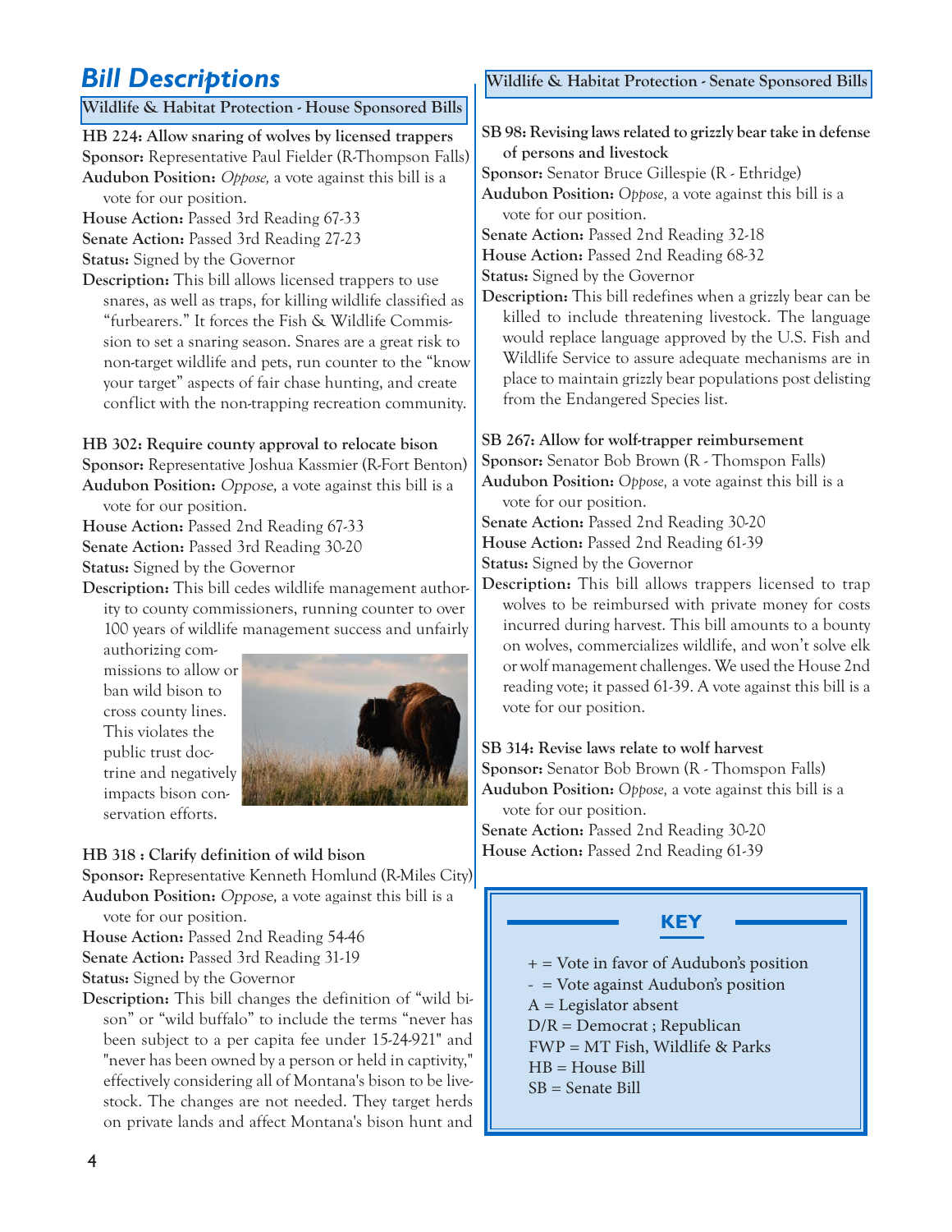# Bill Descriptions

## Wildlife & Habitat Protection - House Sponsored Bills

**HB 224: Allow snaring of wolves by licensed trappers**

**Sponsor:** Representative Paul Fielder (R-Thompson Falls)

**Audubon Position:** *Oppose,* a vote against this bill is a vote for our position.

**House Action:** Passed 3rd Reading 67-33

**Senate Action:** Passed 3rd Reading 27-23

**Status:** Signed by the Governor

**Description:** This bill allows licensed trappers to use snares, as well as traps, for killing wildlife classified as "furbearers." It forces the Fish & Wildlife Commission to set a snaring season. Snares are a great risk to non-target wildlife and pets, run counter to the "know your target" aspects of fair chase hunting, and create conflict with the non-trapping recreation community.

**HB 302: Require county approval to relocate bison**

**Sponsor:** Representative Joshua Kassmier (R-Fort Benton)

**Audubon Position:** *Oppose,* a vote against this bill is a vote for our position.

**House Action:** Passed 2nd Reading 67-33

**Senate Action:** Passed 3rd Reading 30-20

**Status:** Signed by the Governor

**Description:** This bill cedes wildlife management authority to county commissioners, running counter to over 100 years of wildlife management success and unfairly authorizing commissions to allow or ban wild bison to cross county lines. This violates the public trust doctrine and negatively impacts bison conservation efforts.

**HB 318 : Clarify definition of wild bison**

**Sponsor:** Representative Kenneth Homlund (R-Miles City)

**Audubon Position:** *Oppose,* a vote against this bill is a vote for our position.

**House Action:** Passed 2nd Reading 54-46

**Senate Action:** Passed 3rd Reading 31-19

**Status:** Signed by the Governor

**Description:** This bill changes the definition of "wild bison" or "wild buffalo" to include the terms "never has been subject to a per capita fee under 15-24-921" and "never has been owned by a person or held in captivity," effectively considering all of Montana's bison to be livestock. The changes are not needed. They target herds on private lands and affect Montana's bison hunt and

## Wildlife & Habitat Protection - Senate Sponsored Bills

**SB 98: Revising laws related to grizzly bear take in defense of persons and livestock**

**Sponsor:** Senator Bruce Gillespie (R - Ethridge)

**Audubon Position:** *Oppose,* a vote against this bill is a vote for our position.

**Senate Action:** Passed 2nd Reading 32-18

**House Action:** Passed 2nd Reading 68-32

**Status:** Signed by the Governor

**Description:** This bill redefines when a grizzly bear can be killed to include threatening livestock. The language would replace language approved by the U.S. Fish and Wildlife Service to assure adequate mechanisms are in place to maintain grizzly bear populations post delisting from the Endangered Species list.

**SB 267: Allow for wolf-trapper reimbursement**

**Sponsor:** Senator Bob Brown (R - Thomspon Falls)

**Audubon Position:** *Oppose,* a vote against this bill is a vote for our position.

**Senate Action:** Passed 2nd Reading 30-20

**House Action:** Passed 2nd Reading 61-39

**Status:** Signed by the Governor

**Description:** This bill allows trappers licensed to trap wolves to be reimbursed with private money for costs incurred during harvest. This bill amounts to a bounty on wolves, commercializes wildlife, and won't solve elk or wolf management challenges. We used the House 2nd reading vote; it passed 61-39. A vote against this bill is a vote for our position.

**SB 314: Revise laws relate to wolf harvest**

**Sponsor:** Senator Bob Brown (R - Thomspon Falls)

**Audubon Position:** *Oppose,* a vote against this bill is a vote for our position.

**Senate Action:** Passed 2nd Reading 30-20

**House Action:** Passed 2nd Reading 61-39

### KEY

+ = Vote in favor of Audubon's position
- = Vote against Audubon's position
A = Legislator absent
D/R = Democrat ; Republican
FWP = MT Fish, Wildlife & Parks
HB = House Bill
SB = Senate Bill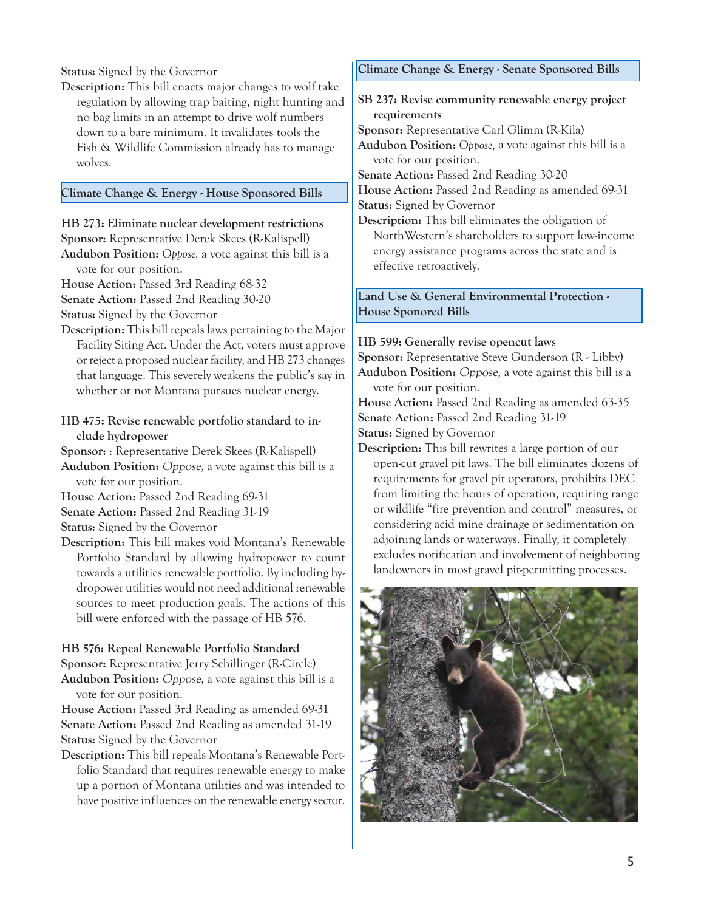**Status:** Signed by the Governor

**Description:** This bill enacts major changes to wolf take regulation by allowing trap baiting, night hunting and no bag limits in an attempt to drive wolf numbers down to a bare minimum. It invalidates tools the Fish & Wildlife Commission already has to manage wolves.

## Climate Change & Energy - House Sponsored Bills

**HB 273: Eliminate nuclear development restrictions**

**Sponsor:** Representative Derek Skees (R-Kalispell)

**Audubon Position:** *Oppose*, a vote against this bill is a vote for our position.

**House Action:** Passed 3rd Reading 68-32

**Senate Action:** Passed 2nd Reading 30-20

**Status:** Signed by the Governor

**Description:** This bill repeals laws pertaining to the Major Facility Siting Act. Under the Act, voters must approve or reject a proposed nuclear facility, and HB 273 changes that language. This severely weakens the public's say in whether or not Montana pursues nuclear energy.

**HB 475: Revise renewable portfolio standard to include hydropower**

**Sponsor:** : Representative Derek Skees (R-Kalispell)

**Audubon Position:** *Oppose*, a vote against this bill is a vote for our position.

**House Action:** Passed 2nd Reading 69-31

**Senate Action:** Passed 2nd Reading 31-19

**Status:** Signed by the Governor

**Description:** This bill makes void Montana's Renewable Portfolio Standard by allowing hydropower to count towards a utilities renewable portfolio. By including hydropower utilities would not need additional renewable sources to meet production goals. The actions of this bill were enforced with the passage of HB 576.

**HB 576: Repeal Renewable Portfolio Standard**

**Sponsor:** Representative Jerry Schillinger (R-Circle)

**Audubon Position:** *Oppose*, a vote against this bill is a vote for our position.

**House Action:** Passed 3rd Reading as amended 69-31

**Senate Action:** Passed 2nd Reading as amended 31-19

**Status:** Signed by the Governor

**Description:** This bill repeals Montana's Renewable Portfolio Standard that requires renewable energy to make up a portion of Montana utilities and was intended to have positive influences on the renewable energy sector.

## Climate Change & Energy - Senate Sponsored Bills

**SB 237: Revise community renewable energy project requirements**

**Sponsor:** Representative Carl Glimm (R-Kila)

**Audubon Position:** *Oppose*, a vote against this bill is a vote for our position.

**Senate Action:** Passed 2nd Reading 30-20

**House Action:** Passed 2nd Reading as amended 69-31

**Status:** Signed by Governor

**Description:** This bill eliminates the obligation of NorthWestern's shareholders to support low-income energy assistance programs across the state and is effective retroactively.

## Land Use & General Environmental Protection - House Sponsored Bills

**HB 599: Generally revise opencut laws**

**Sponsor:** Representative Steve Gunderson (R - Libby)

**Audubon Position:** *Oppose*, a vote against this bill is a vote for our position.

**House Action:** Passed 2nd Reading as amended 63-35

**Senate Action:** Passed 2nd Reading 31-19

**Status:** Signed by Governor

**Description:** This bill rewrites a large portion of our open-cut gravel pit laws. The bill eliminates dozens of requirements for gravel pit operators, prohibits DEC from limiting the hours of operation, requiring range or wildlife "fire prevention and control" measures, or considering acid mine drainage or sedimentation on adjoining lands or waterways. Finally, it completely excludes notification and involvement of neighboring landowners in most gravel pit-permitting processes.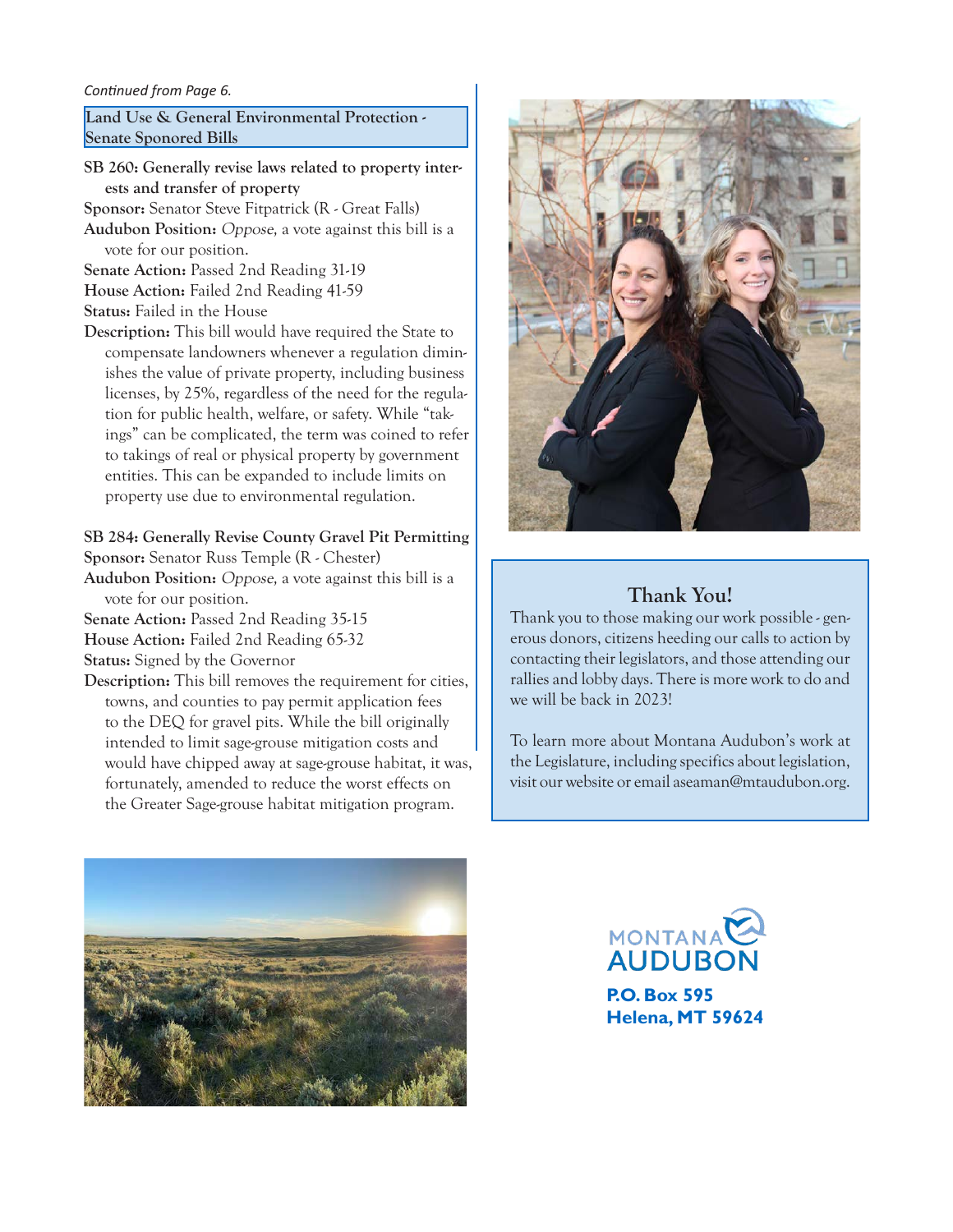*Continued from Page 6.*

## Land Use & General Environmental Protection - Senate Sponored Bills

**SB 260: Generally revise laws related to property interests and transfer of property**

**Sponsor:** Senator Steve Fitpatrick (R - Great Falls)

**Audubon Position:** *Oppose,* a vote against this bill is a vote for our position.

**Senate Action:** Passed 2nd Reading 31-19

**House Action:** Failed 2nd Reading 41-59

**Status:** Failed in the House

**Description:** This bill would have required the State to compensate landowners whenever a regulation diminishes the value of private property, including business licenses, by 25%, regardless of the need for the regulation for public health, welfare, or safety. While "takings" can be complicated, the term was coined to refer to takings of real or physical property by government entities. This can be expanded to include limits on property use due to environmental regulation.

**SB 284: Generally Revise County Gravel Pit Permitting**

**Sponsor:** Senator Russ Temple (R - Chester)

**Audubon Position:** *Oppose,* a vote against this bill is a vote for our position.

**Senate Action:** Passed 2nd Reading 35-15

**House Action:** Failed 2nd Reading 65-32

**Status:** Signed by the Governor

**Description:** This bill removes the requirement for cities, towns, and counties to pay permit application fees to the DEQ for gravel pits. While the bill originally intended to limit sage-grouse mitigation costs and would have chipped away at sage-grouse habitat, it was, fortunately, amended to reduce the worst effects on the Greater Sage-grouse habitat mitigation program.

## Thank You!

Thank you to those making our work possible - generous donors, citizens heeding our calls to action by contacting their legislators, and those attending our rallies and lobby days. There is more work to do and we will be back in 2023!

To learn more about Montana Audubon's work at the Legislature, including specifics about legislation, visit our website or email aseaman@mtaudubon.org.

MONTANA AUDUBON

**P.O. Box 595**
**Helena, MT 59624**